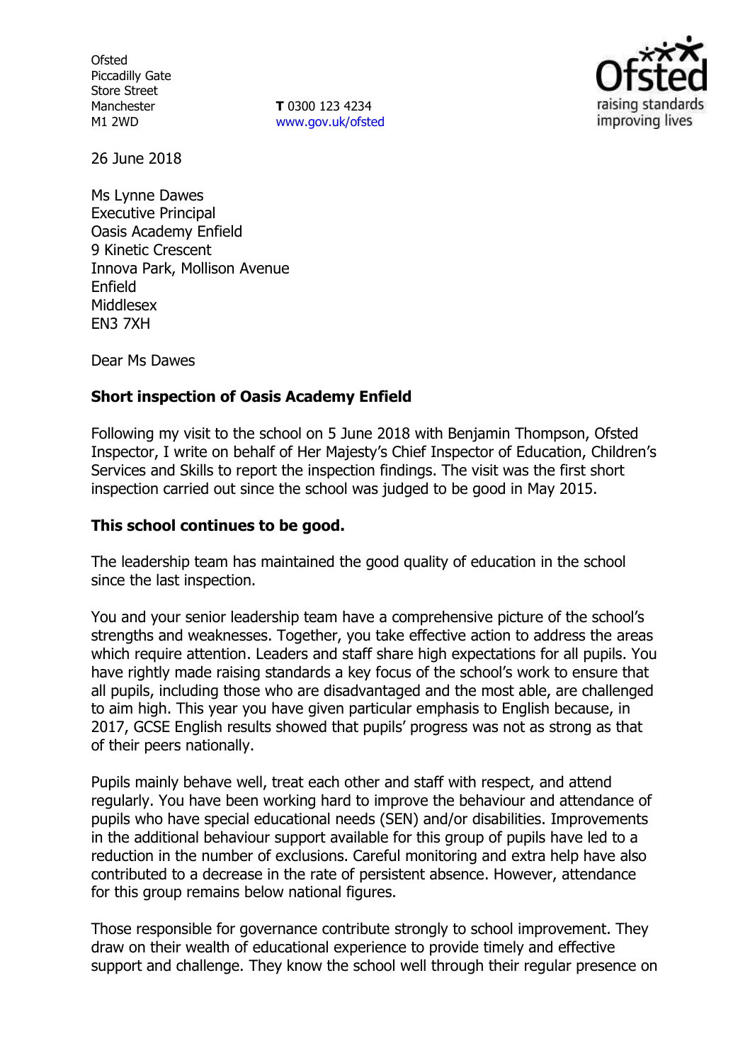Ofsted
Piccadilly Gate
Store Street
Manchester
M1 2WD

**T** 0300 123 4234
www.gov.uk/ofsted

26 June 2018

Ms Lynne Dawes
Executive Principal
Oasis Academy Enfield
9 Kinetic Crescent
Innova Park, Mollison Avenue
Enfield
Middlesex
EN3 7XH

Dear Ms Dawes

**Short inspection of Oasis Academy Enfield**

Following my visit to the school on 5 June 2018 with Benjamin Thompson, Ofsted Inspector, I write on behalf of Her Majesty's Chief Inspector of Education, Children's Services and Skills to report the inspection findings. The visit was the first short inspection carried out since the school was judged to be good in May 2015.

**This school continues to be good.**

The leadership team has maintained the good quality of education in the school since the last inspection.

You and your senior leadership team have a comprehensive picture of the school's strengths and weaknesses. Together, you take effective action to address the areas which require attention. Leaders and staff share high expectations for all pupils. You have rightly made raising standards a key focus of the school's work to ensure that all pupils, including those who are disadvantaged and the most able, are challenged to aim high. This year you have given particular emphasis to English because, in 2017, GCSE English results showed that pupils' progress was not as strong as that of their peers nationally.

Pupils mainly behave well, treat each other and staff with respect, and attend regularly. You have been working hard to improve the behaviour and attendance of pupils who have special educational needs (SEN) and/or disabilities. Improvements in the additional behaviour support available for this group of pupils have led to a reduction in the number of exclusions. Careful monitoring and extra help have also contributed to a decrease in the rate of persistent absence. However, attendance for this group remains below national figures.

Those responsible for governance contribute strongly to school improvement. They draw on their wealth of educational experience to provide timely and effective support and challenge. They know the school well through their regular presence on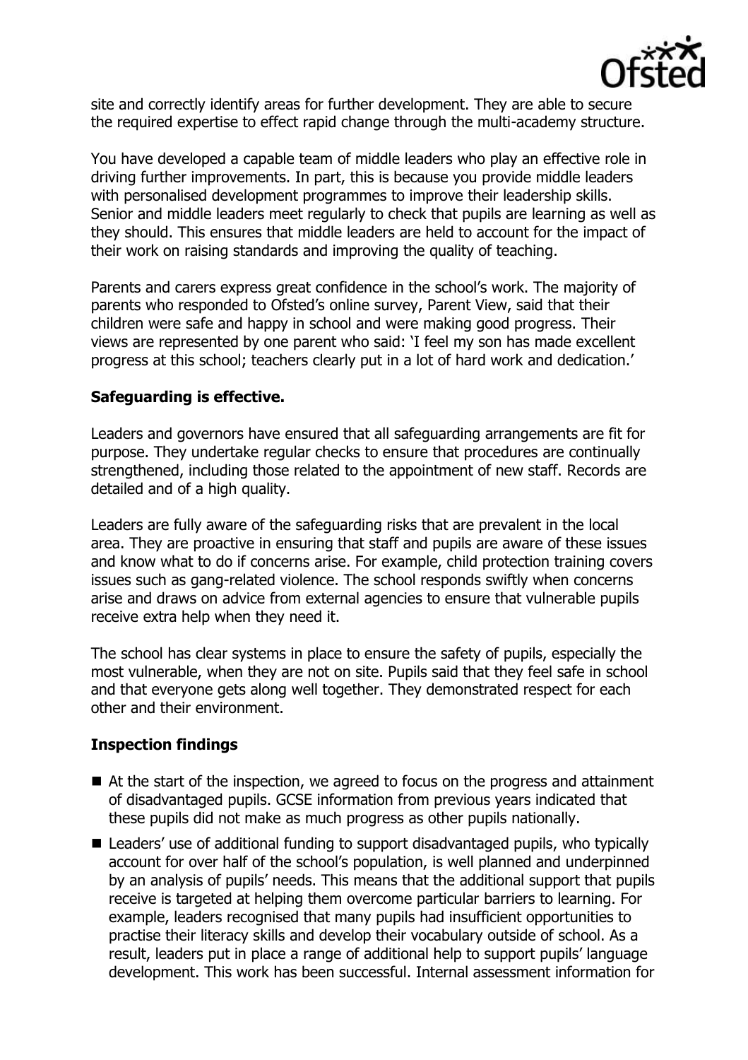site and correctly identify areas for further development. They are able to secure the required expertise to effect rapid change through the multi-academy structure.

You have developed a capable team of middle leaders who play an effective role in driving further improvements. In part, this is because you provide middle leaders with personalised development programmes to improve their leadership skills. Senior and middle leaders meet regularly to check that pupils are learning as well as they should. This ensures that middle leaders are held to account for the impact of their work on raising standards and improving the quality of teaching.

Parents and carers express great confidence in the school's work. The majority of parents who responded to Ofsted's online survey, Parent View, said that their children were safe and happy in school and were making good progress. Their views are represented by one parent who said: 'I feel my son has made excellent progress at this school; teachers clearly put in a lot of hard work and dedication.'

## Safeguarding is effective.

Leaders and governors have ensured that all safeguarding arrangements are fit for purpose. They undertake regular checks to ensure that procedures are continually strengthened, including those related to the appointment of new staff. Records are detailed and of a high quality.

Leaders are fully aware of the safeguarding risks that are prevalent in the local area. They are proactive in ensuring that staff and pupils are aware of these issues and know what to do if concerns arise. For example, child protection training covers issues such as gang-related violence. The school responds swiftly when concerns arise and draws on advice from external agencies to ensure that vulnerable pupils receive extra help when they need it.

The school has clear systems in place to ensure the safety of pupils, especially the most vulnerable, when they are not on site. Pupils said that they feel safe in school and that everyone gets along well together. They demonstrated respect for each other and their environment.

## Inspection findings

- At the start of the inspection, we agreed to focus on the progress and attainment of disadvantaged pupils. GCSE information from previous years indicated that these pupils did not make as much progress as other pupils nationally.
- Leaders' use of additional funding to support disadvantaged pupils, who typically account for over half of the school's population, is well planned and underpinned by an analysis of pupils' needs. This means that the additional support that pupils receive is targeted at helping them overcome particular barriers to learning. For example, leaders recognised that many pupils had insufficient opportunities to practise their literacy skills and develop their vocabulary outside of school. As a result, leaders put in place a range of additional help to support pupils' language development. This work has been successful. Internal assessment information for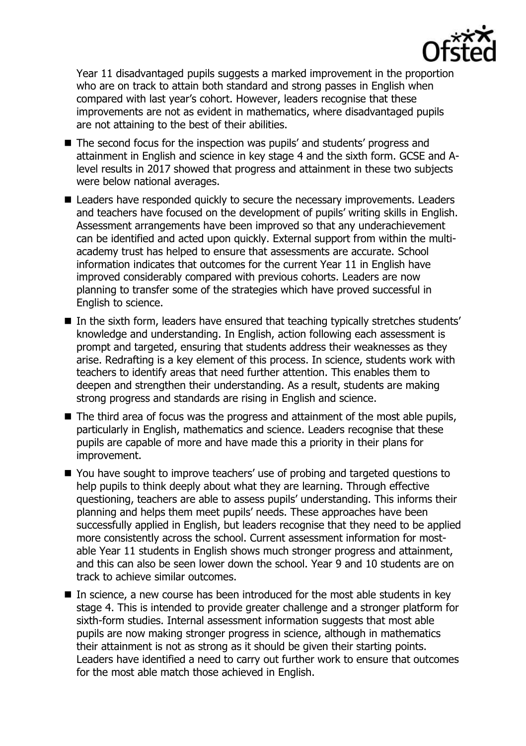Year 11 disadvantaged pupils suggests a marked improvement in the proportion who are on track to attain both standard and strong passes in English when compared with last year's cohort. However, leaders recognise that these improvements are not as evident in mathematics, where disadvantaged pupils are not attaining to the best of their abilities.

- The second focus for the inspection was pupils' and students' progress and attainment in English and science in key stage 4 and the sixth form. GCSE and A-level results in 2017 showed that progress and attainment in these two subjects were below national averages.
- Leaders have responded quickly to secure the necessary improvements. Leaders and teachers have focused on the development of pupils' writing skills in English. Assessment arrangements have been improved so that any underachievement can be identified and acted upon quickly. External support from within the multi-academy trust has helped to ensure that assessments are accurate. School information indicates that outcomes for the current Year 11 in English have improved considerably compared with previous cohorts. Leaders are now planning to transfer some of the strategies which have proved successful in English to science.
- In the sixth form, leaders have ensured that teaching typically stretches students' knowledge and understanding. In English, action following each assessment is prompt and targeted, ensuring that students address their weaknesses as they arise. Redrafting is a key element of this process. In science, students work with teachers to identify areas that need further attention. This enables them to deepen and strengthen their understanding. As a result, students are making strong progress and standards are rising in English and science.
- The third area of focus was the progress and attainment of the most able pupils, particularly in English, mathematics and science. Leaders recognise that these pupils are capable of more and have made this a priority in their plans for improvement.
- You have sought to improve teachers' use of probing and targeted questions to help pupils to think deeply about what they are learning. Through effective questioning, teachers are able to assess pupils' understanding. This informs their planning and helps them meet pupils' needs. These approaches have been successfully applied in English, but leaders recognise that they need to be applied more consistently across the school. Current assessment information for most-able Year 11 students in English shows much stronger progress and attainment, and this can also be seen lower down the school. Year 9 and 10 students are on track to achieve similar outcomes.
- In science, a new course has been introduced for the most able students in key stage 4. This is intended to provide greater challenge and a stronger platform for sixth-form studies. Internal assessment information suggests that most able pupils are now making stronger progress in science, although in mathematics their attainment is not as strong as it should be given their starting points. Leaders have identified a need to carry out further work to ensure that outcomes for the most able match those achieved in English.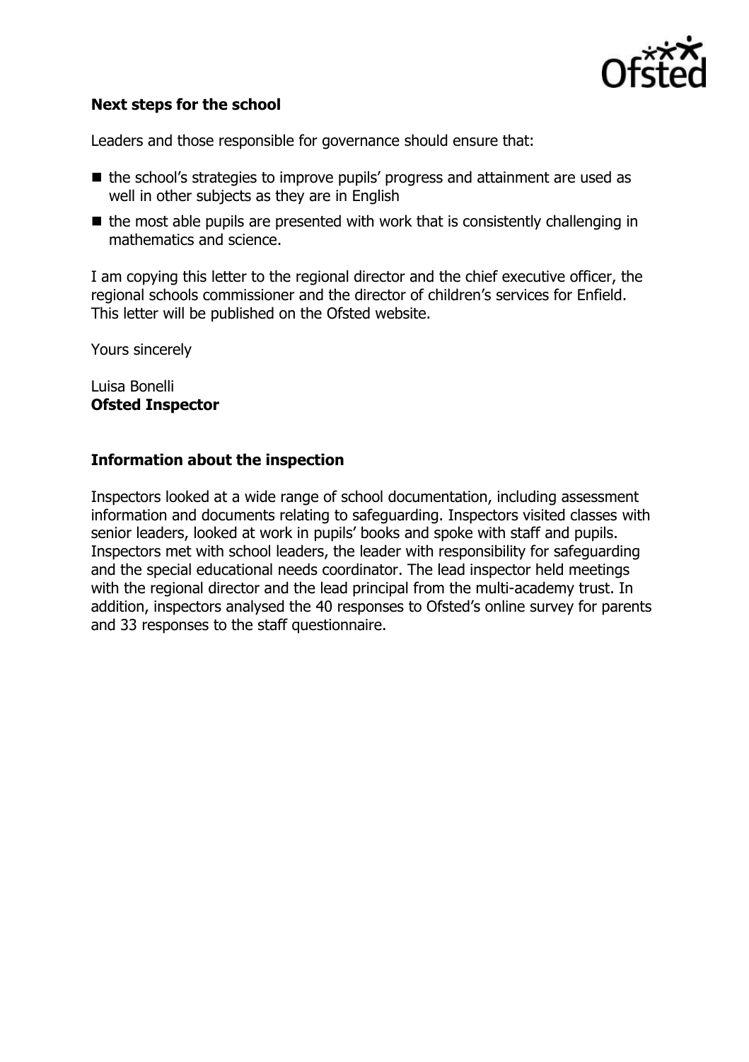**Next steps for the school**

Leaders and those responsible for governance should ensure that:

- the school's strategies to improve pupils' progress and attainment are used as well in other subjects as they are in English
- the most able pupils are presented with work that is consistently challenging in mathematics and science.

I am copying this letter to the regional director and the chief executive officer, the regional schools commissioner and the director of children's services for Enfield. This letter will be published on the Ofsted website.

Yours sincerely

Luisa Bonelli
**Ofsted Inspector**

## Information about the inspection

Inspectors looked at a wide range of school documentation, including assessment information and documents relating to safeguarding. Inspectors visited classes with senior leaders, looked at work in pupils' books and spoke with staff and pupils. Inspectors met with school leaders, the leader with responsibility for safeguarding and the special educational needs coordinator. The lead inspector held meetings with the regional director and the lead principal from the multi-academy trust. In addition, inspectors analysed the 40 responses to Ofsted's online survey for parents and 33 responses to the staff questionnaire.